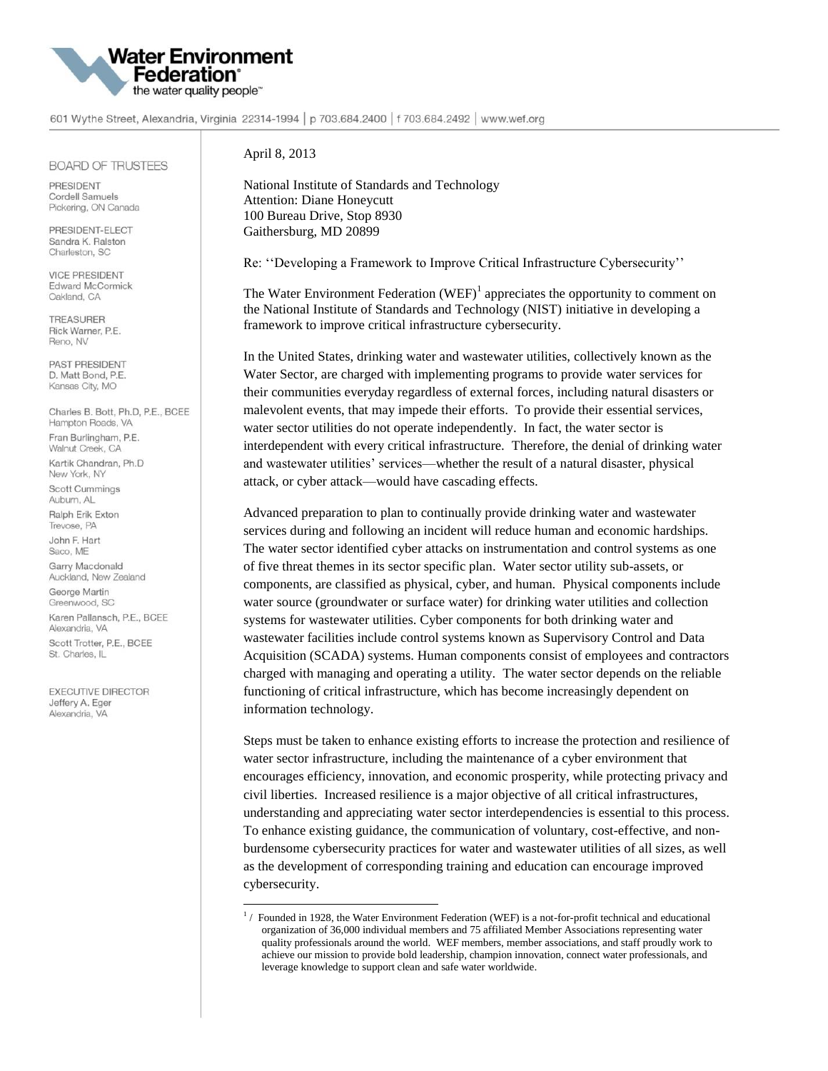**Water Environment Federation®**
the water quality people™

601 Wythe Street, Alexandria, Virginia 22314-1994 | p 703.684.2400 | f 703.684.2492 | www.wef.org

**BOARD OF TRUSTEES**

PRESIDENT
Cordell Samuels
Pickering, ON Canada

PRESIDENT-ELECT
Sandra K. Ralston
Charleston, SC

VICE PRESIDENT
Edward McCormick
Oakland, CA

TREASURER
Rick Warner, P.E.
Reno, NV

PAST PRESIDENT
D. Matt Bond, P.E.
Kansas City, MO

Charles B. Bott, Ph.D, P.E., BCEE
Hampton Roads, VA

Fran Burlingham, P.E.
Walnut Creek, CA

Kartik Chandran, Ph.D
New York, NY

Scott Cummings
Auburn, AL

Ralph Erik Exton
Trevose, PA

John F. Hart
Saco, ME

Garry Macdonald
Auckland, New Zealand

George Martin
Greenwood, SC

Karen Pallansch, P.E., BCEE
Alexandria, VA

Scott Trotter, P.E., BCEE
St. Charles, IL

EXECUTIVE DIRECTOR
Jeffery A. Eger
Alexandria, VA

April 8, 2013

National Institute of Standards and Technology
Attention: Diane Honeycutt
100 Bureau Drive, Stop 8930
Gaithersburg, MD 20899

Re: ''Developing a Framework to Improve Critical Infrastructure Cybersecurity''

The Water Environment Federation (WEF)[1] appreciates the opportunity to comment on the National Institute of Standards and Technology (NIST) initiative in developing a framework to improve critical infrastructure cybersecurity.

In the United States, drinking water and wastewater utilities, collectively known as the Water Sector, are charged with implementing programs to provide water services for their communities everyday regardless of external forces, including natural disasters or malevolent events, that may impede their efforts. To provide their essential services, water sector utilities do not operate independently. In fact, the water sector is interdependent with every critical infrastructure. Therefore, the denial of drinking water and wastewater utilities' services—whether the result of a natural disaster, physical attack, or cyber attack—would have cascading effects.

Advanced preparation to plan to continually provide drinking water and wastewater services during and following an incident will reduce human and economic hardships. The water sector identified cyber attacks on instrumentation and control systems as one of five threat themes in its sector specific plan. Water sector utility sub-assets, or components, are classified as physical, cyber, and human. Physical components include water source (groundwater or surface water) for drinking water utilities and collection systems for wastewater utilities. Cyber components for both drinking water and wastewater facilities include control systems known as Supervisory Control and Data Acquisition (SCADA) systems. Human components consist of employees and contractors charged with managing and operating a utility. The water sector depends on the reliable functioning of critical infrastructure, which has become increasingly dependent on information technology.

Steps must be taken to enhance existing efforts to increase the protection and resilience of water sector infrastructure, including the maintenance of a cyber environment that encourages efficiency, innovation, and economic prosperity, while protecting privacy and civil liberties. Increased resilience is a major objective of all critical infrastructures, understanding and appreciating water sector interdependencies is essential to this process. To enhance existing guidance, the communication of voluntary, cost-effective, and non-burdensome cybersecurity practices for water and wastewater utilities of all sizes, as well as the development of corresponding training and education can encourage improved cybersecurity.

[1] / Founded in 1928, the Water Environment Federation (WEF) is a not-for-profit technical and educational organization of 36,000 individual members and 75 affiliated Member Associations representing water quality professionals around the world. WEF members, member associations, and staff proudly work to achieve our mission to provide bold leadership, champion innovation, connect water professionals, and leverage knowledge to support clean and safe water worldwide.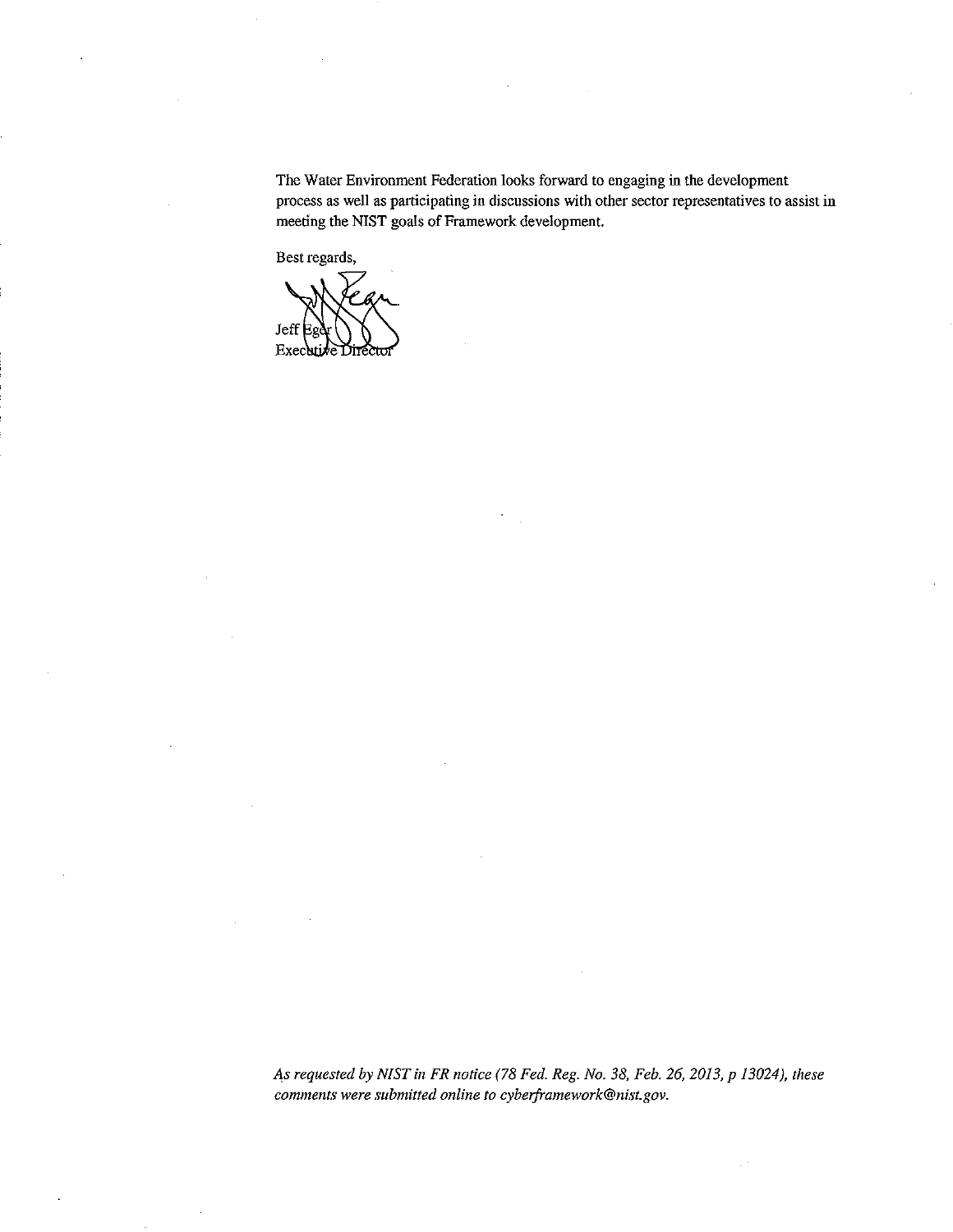The Water Environment Federation looks forward to engaging in the development process as well as participating in discussions with other sector representatives to assist in meeting the NIST goals of Framework development.

Best regards,

Jeff Eger
Executive Director

*As requested by NIST in FR notice (78 Fed. Reg. No. 38, Feb. 26, 2013, p 13024), these comments were submitted online to cyberframework@nist.gov.*